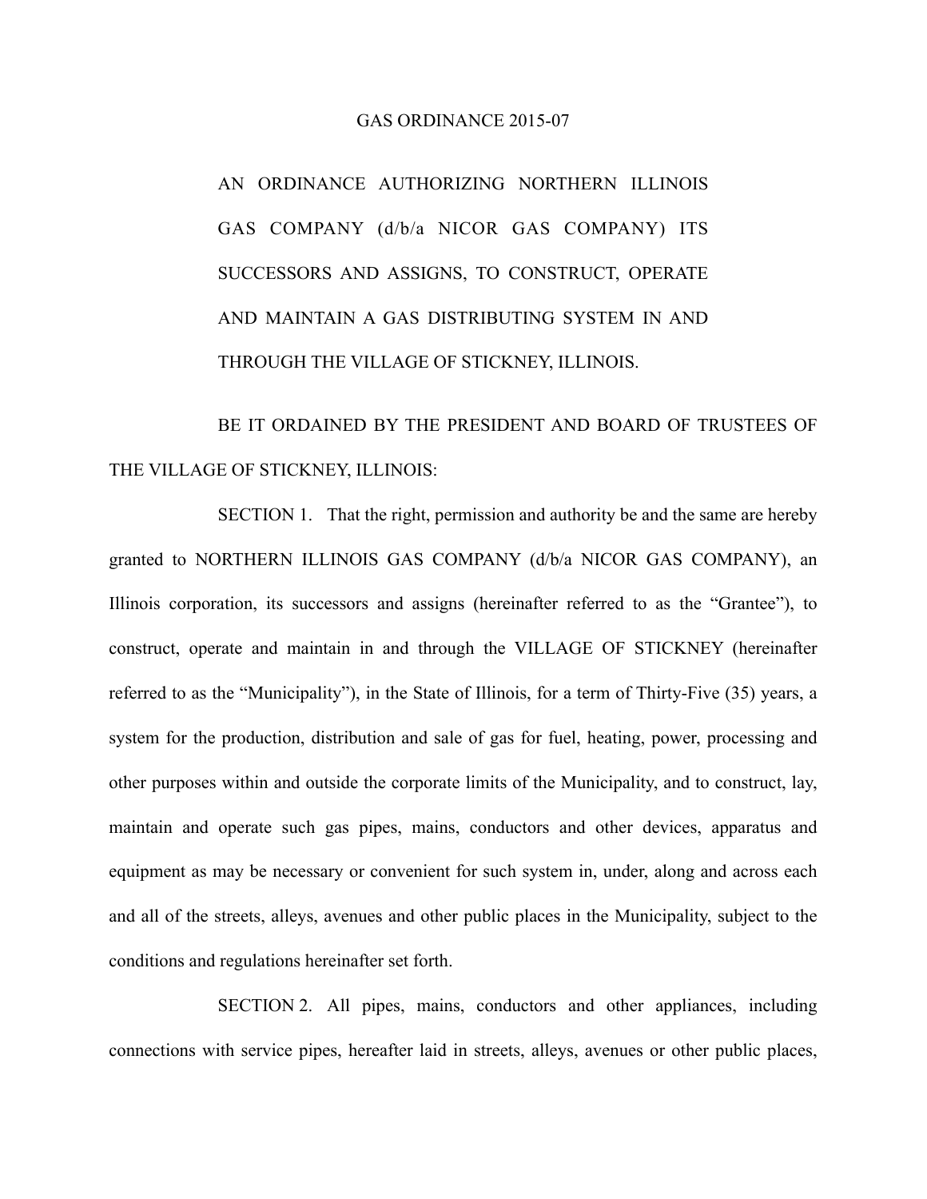# GAS ORDINANCE 2015-07

AN ORDINANCE AUTHORIZING NORTHERN ILLINOIS GAS COMPANY (d/b/a NICOR GAS COMPANY) ITS SUCCESSORS AND ASSIGNS, TO CONSTRUCT, OPERATE AND MAINTAIN A GAS DISTRIBUTING SYSTEM IN AND THROUGH THE VILLAGE OF STICKNEY, ILLINOIS.

BE IT ORDAINED BY THE PRESIDENT AND BOARD OF TRUSTEES OF THE VILLAGE OF STICKNEY, ILLINOIS:

SECTION 1. That the right, permission and authority be and the same are hereby granted to NORTHERN ILLINOIS GAS COMPANY (d/b/a NICOR GAS COMPANY), an Illinois corporation, its successors and assigns (hereinafter referred to as the "Grantee"), to construct, operate and maintain in and through the VILLAGE OF STICKNEY (hereinafter referred to as the "Municipality"), in the State of Illinois, for a term of Thirty-Five (35) years, a system for the production, distribution and sale of gas for fuel, heating, power, processing and other purposes within and outside the corporate limits of the Municipality, and to construct, lay, maintain and operate such gas pipes, mains, conductors and other devices, apparatus and equipment as may be necessary or convenient for such system in, under, along and across each and all of the streets, alleys, avenues and other public places in the Municipality, subject to the conditions and regulations hereinafter set forth.

SECTION 2. All pipes, mains, conductors and other appliances, including connections with service pipes, hereafter laid in streets, alleys, avenues or other public places,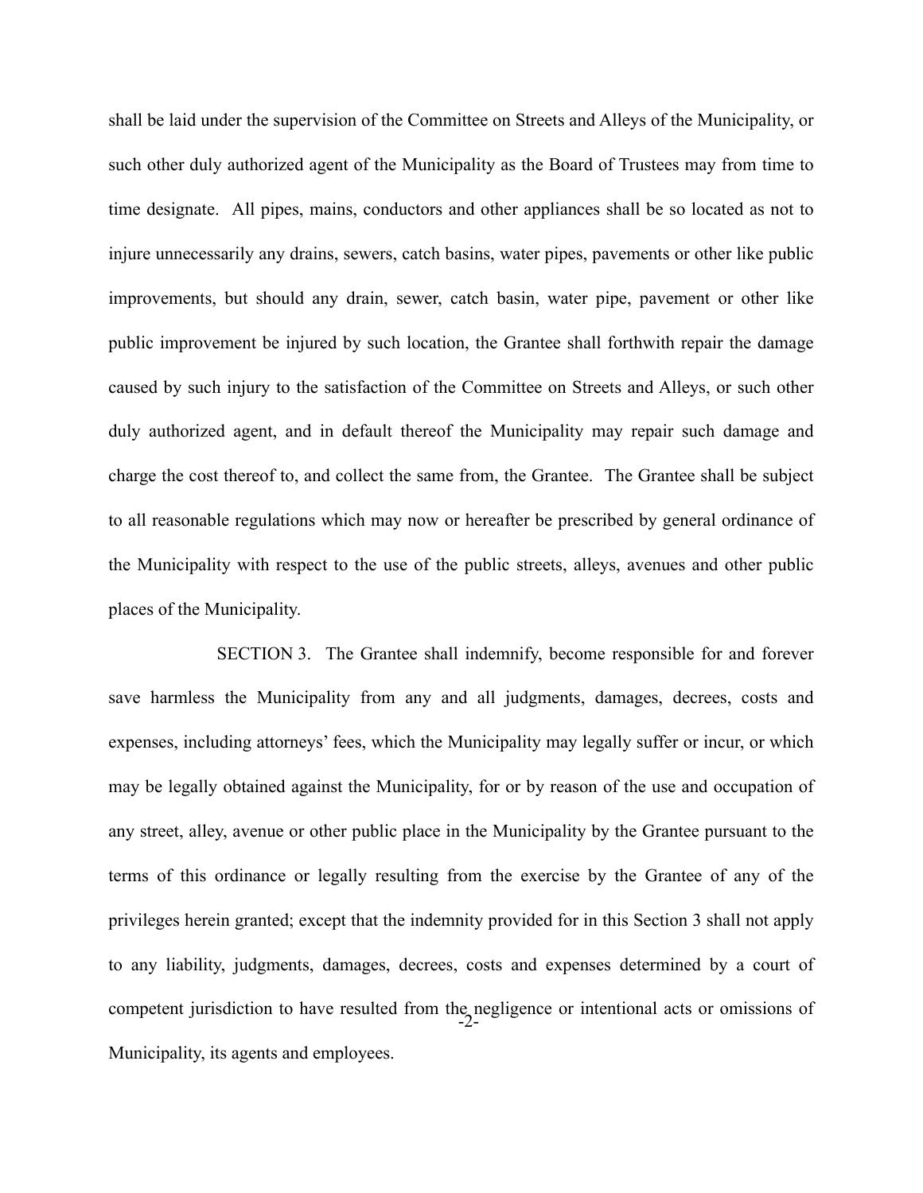shall be laid under the supervision of the Committee on Streets and Alleys of the Municipality, or such other duly authorized agent of the Municipality as the Board of Trustees may from time to time designate. All pipes, mains, conductors and other appliances shall be so located as not to injure unnecessarily any drains, sewers, catch basins, water pipes, pavements or other like public improvements, but should any drain, sewer, catch basin, water pipe, pavement or other like public improvement be injured by such location, the Grantee shall forthwith repair the damage caused by such injury to the satisfaction of the Committee on Streets and Alleys, or such other duly authorized agent, and in default thereof the Municipality may repair such damage and charge the cost thereof to, and collect the same from, the Grantee. The Grantee shall be subject to all reasonable regulations which may now or hereafter be prescribed by general ordinance of the Municipality with respect to the use of the public streets, alleys, avenues and other public places of the Municipality.

SECTION 3. The Grantee shall indemnify, become responsible for and forever save harmless the Municipality from any and all judgments, damages, decrees, costs and expenses, including attorneys' fees, which the Municipality may legally suffer or incur, or which may be legally obtained against the Municipality, for or by reason of the use and occupation of any street, alley, avenue or other public place in the Municipality by the Grantee pursuant to the terms of this ordinance or legally resulting from the exercise by the Grantee of any of the privileges herein granted; except that the indemnity provided for in this Section 3 shall not apply to any liability, judgments, damages, decrees, costs and expenses determined by a court of competent jurisdiction to have resulted from the negligence or intentional acts or omissions of Municipality, its agents and employees.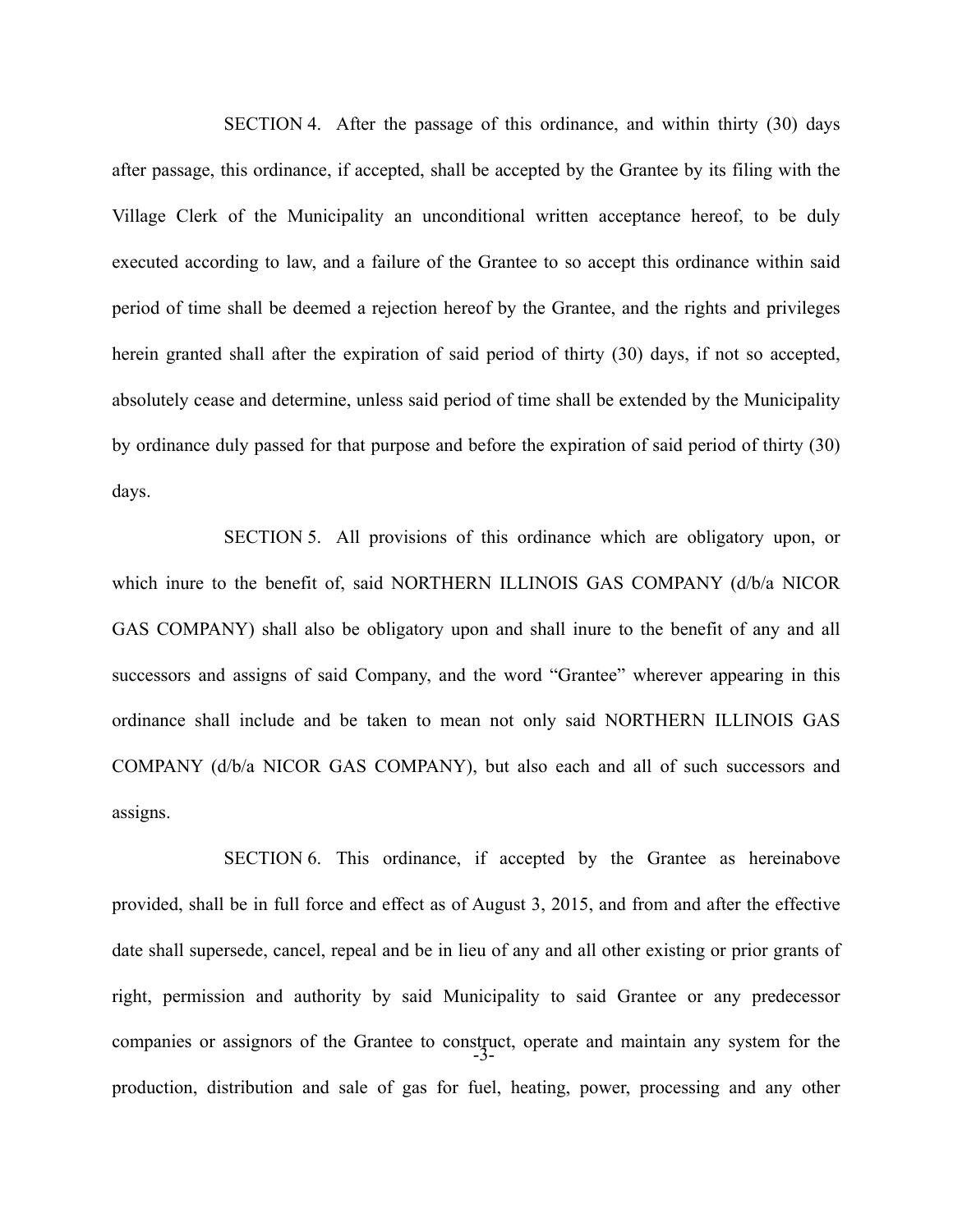SECTION 4. After the passage of this ordinance, and within thirty (30) days after passage, this ordinance, if accepted, shall be accepted by the Grantee by its filing with the Village Clerk of the Municipality an unconditional written acceptance hereof, to be duly executed according to law, and a failure of the Grantee to so accept this ordinance within said period of time shall be deemed a rejection hereof by the Grantee, and the rights and privileges herein granted shall after the expiration of said period of thirty (30) days, if not so accepted, absolutely cease and determine, unless said period of time shall be extended by the Municipality by ordinance duly passed for that purpose and before the expiration of said period of thirty (30) days.

SECTION 5. All provisions of this ordinance which are obligatory upon, or which inure to the benefit of, said NORTHERN ILLINOIS GAS COMPANY (d/b/a NICOR GAS COMPANY) shall also be obligatory upon and shall inure to the benefit of any and all successors and assigns of said Company, and the word "Grantee" wherever appearing in this ordinance shall include and be taken to mean not only said NORTHERN ILLINOIS GAS COMPANY (d/b/a NICOR GAS COMPANY), but also each and all of such successors and assigns.

SECTION 6. This ordinance, if accepted by the Grantee as hereinabove provided, shall be in full force and effect as of August 3, 2015, and from and after the effective date shall supersede, cancel, repeal and be in lieu of any and all other existing or prior grants of right, permission and authority by said Municipality to said Grantee or any predecessor companies or assignors of the Grantee to construct, operate and maintain any system for the production, distribution and sale of gas for fuel, heating, power, processing and any other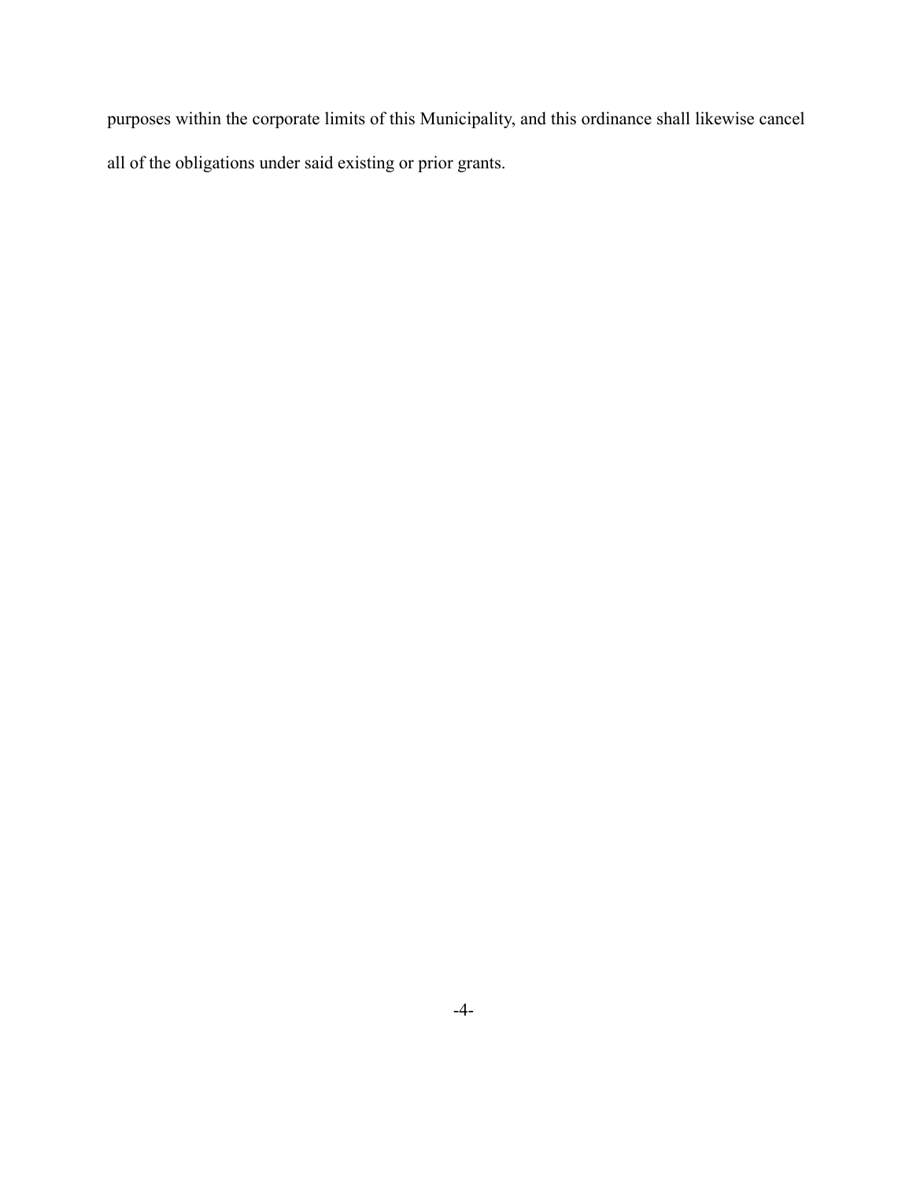purposes within the corporate limits of this Municipality, and this ordinance shall likewise cancel all of the obligations under said existing or prior grants.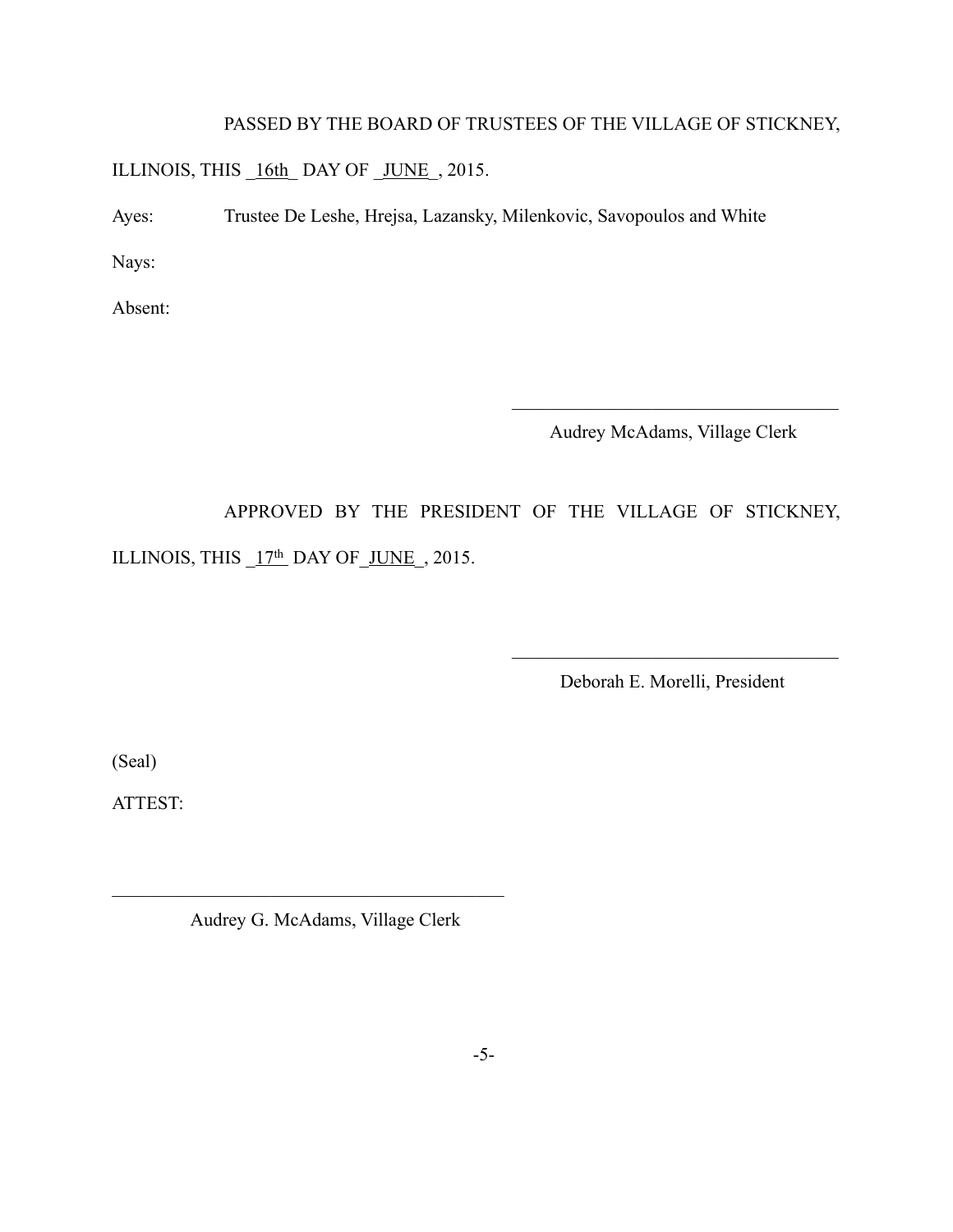PASSED BY THE BOARD OF TRUSTEES OF THE VILLAGE OF STICKNEY, ILLINOIS, THIS _16th_ DAY OF _JUNE_, 2015.

Ayes: Trustee De Leshe, Hrejsa, Lazansky, Milenkovic, Savopoulos and White

Nays:

Absent:

\_\_\_\_\_\_\_\_\_\_\_\_\_\_\_\_\_\_\_\_\_\_\_\_\_\_\_\_\_\_\_\_\_\_\_\_

Audrey McAdams, Village Clerk

APPROVED BY THE PRESIDENT OF THE VILLAGE OF STICKNEY, ILLINOIS, THIS _17th_ DAY OF _JUNE_, 2015.

\_\_\_\_\_\_\_\_\_\_\_\_\_\_\_\_\_\_\_\_\_\_\_\_\_\_\_\_\_\_\_\_\_\_\_\_

Deborah E. Morelli, President

(Seal)

ATTEST:

\_\_\_\_\_\_\_\_\_\_\_\_\_\_\_\_\_\_\_\_\_\_\_\_\_\_\_\_\_\_\_\_\_\_\_\_\_\_\_\_\_\_\_\_

Audrey G. McAdams, Village Clerk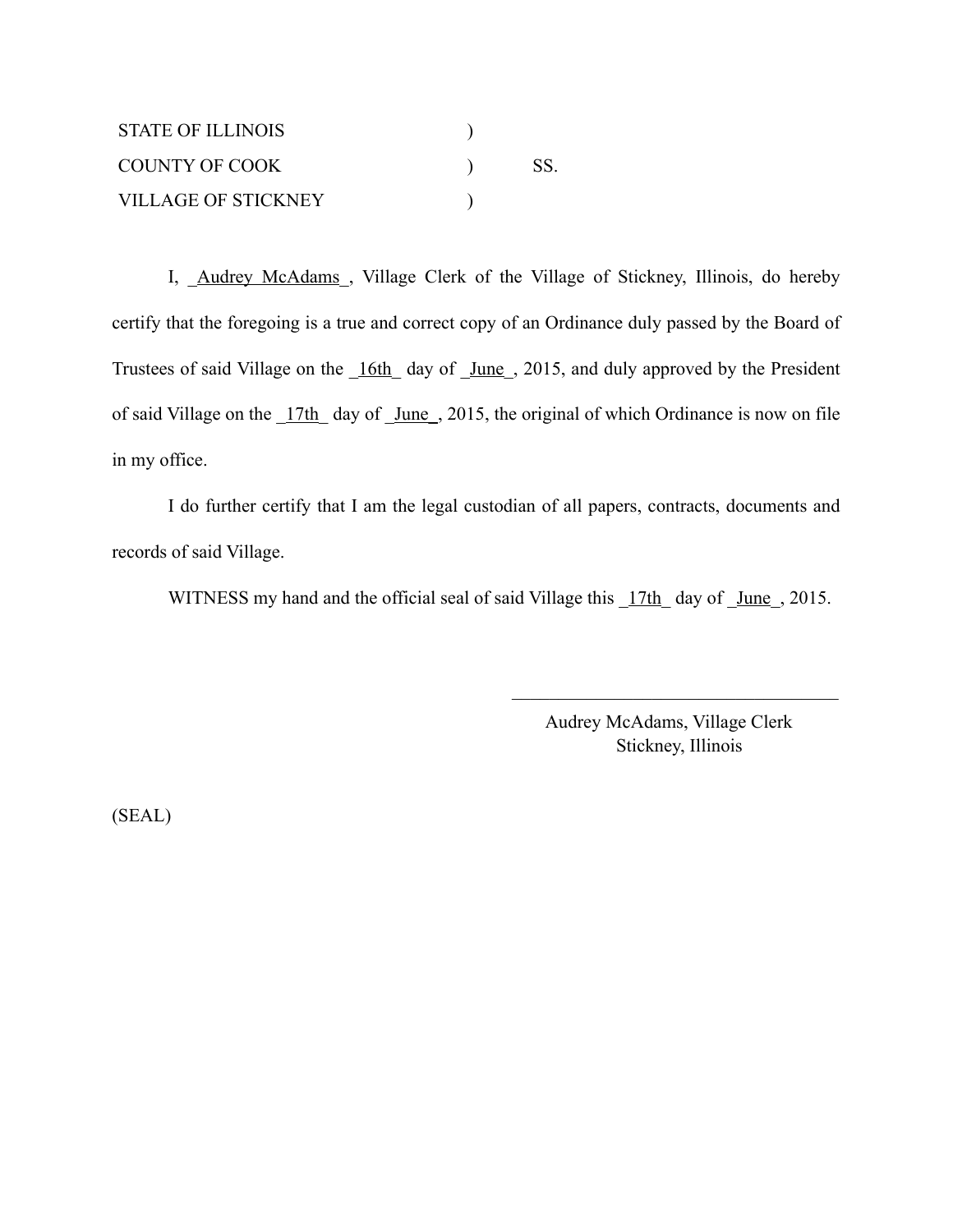STATE OF ILLINOIS )
COUNTY OF COOK ) SS.
VILLAGE OF STICKNEY )

I, _Audrey McAdams_, Village Clerk of the Village of Stickney, Illinois, do hereby certify that the foregoing is a true and correct copy of an Ordinance duly passed by the Board of Trustees of said Village on the _16th_ day of _June_, 2015, and duly approved by the President of said Village on the _17th_ day of _June_, 2015, the original of which Ordinance is now on file in my office.

I do further certify that I am the legal custodian of all papers, contracts, documents and records of said Village.

WITNESS my hand and the official seal of said Village this _17th_ day of _June_, 2015.

\_\_\_\_\_\_\_\_\_\_\_\_\_\_\_\_\_\_\_\_\_\_\_\_\_\_\_\_\_\_\_\_\_\_\_\_

Audrey McAdams, Village Clerk
Stickney, Illinois

(SEAL)